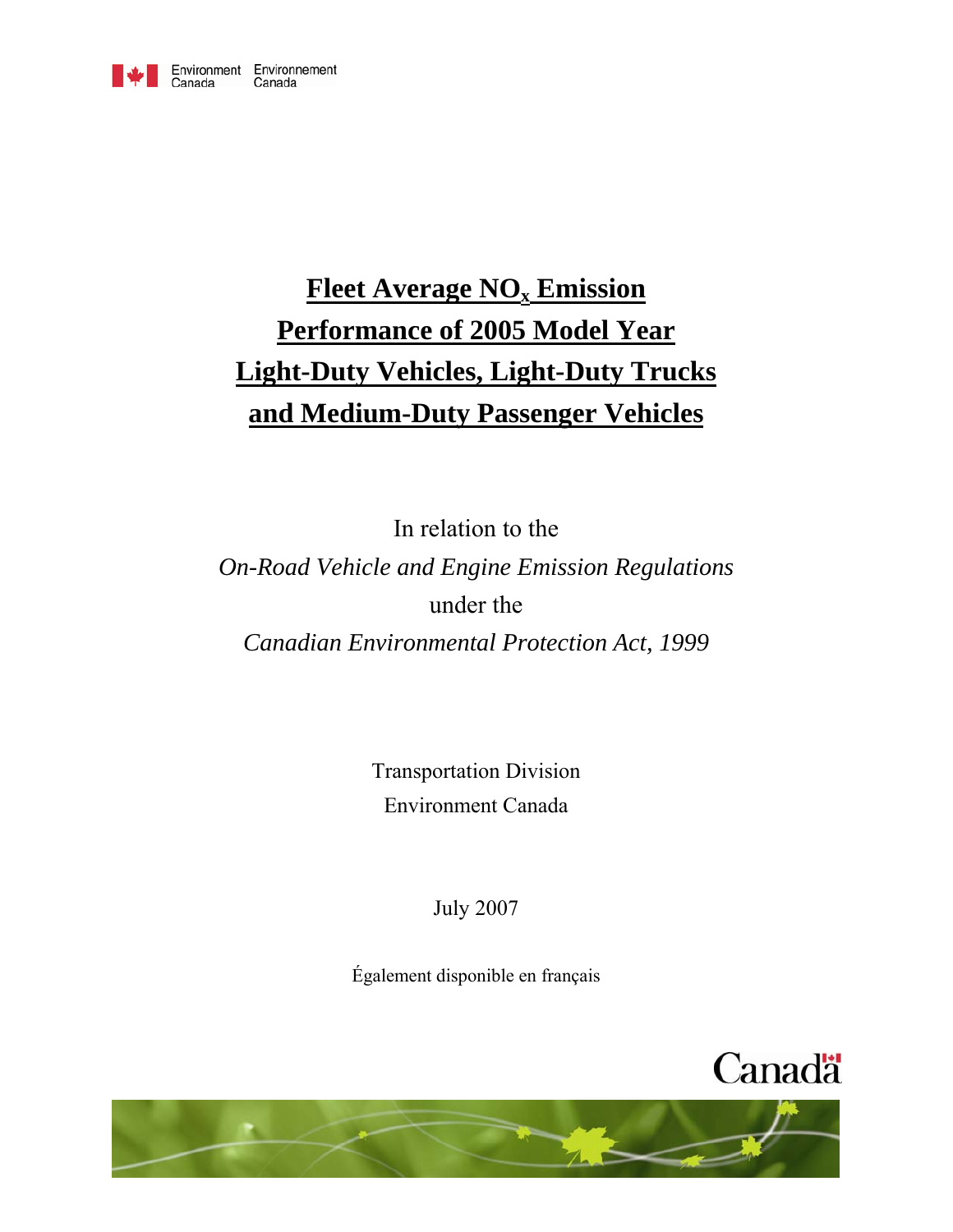Environment Canada Environnement Canada

# Fleet Average $NO_x$ Emission Performance of 2005 Model Year Light-Duty Vehicles, Light-Duty Trucks and Medium-Duty Passenger Vehicles

In relation to the

*On-Road Vehicle and Engine Emission Regulations*

under the

*Canadian Environmental Protection Act, 1999*

Transportation Division

Environment Canada

July 2007

Également disponible en français

Canada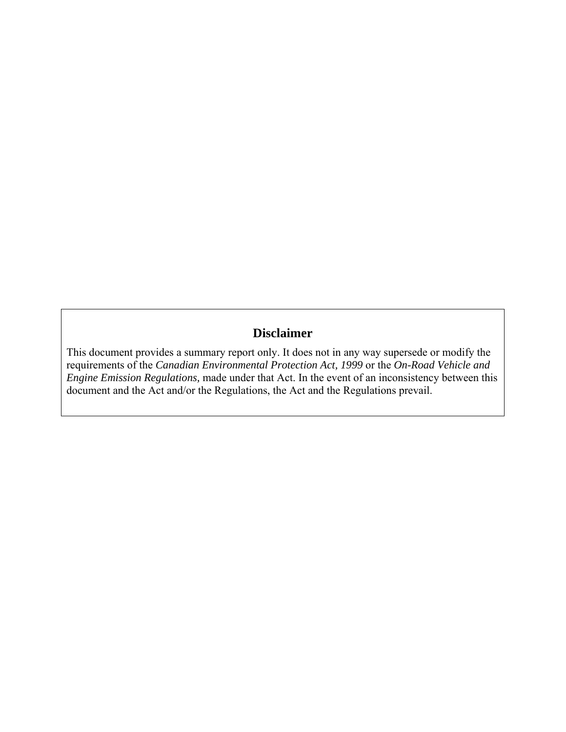## Disclaimer

This document provides a summary report only. It does not in any way supersede or modify the requirements of the *Canadian Environmental Protection Act, 1999* or the *On-Road Vehicle and Engine Emission Regulations,* made under that Act. In the event of an inconsistency between this document and the Act and/or the Regulations, the Act and the Regulations prevail.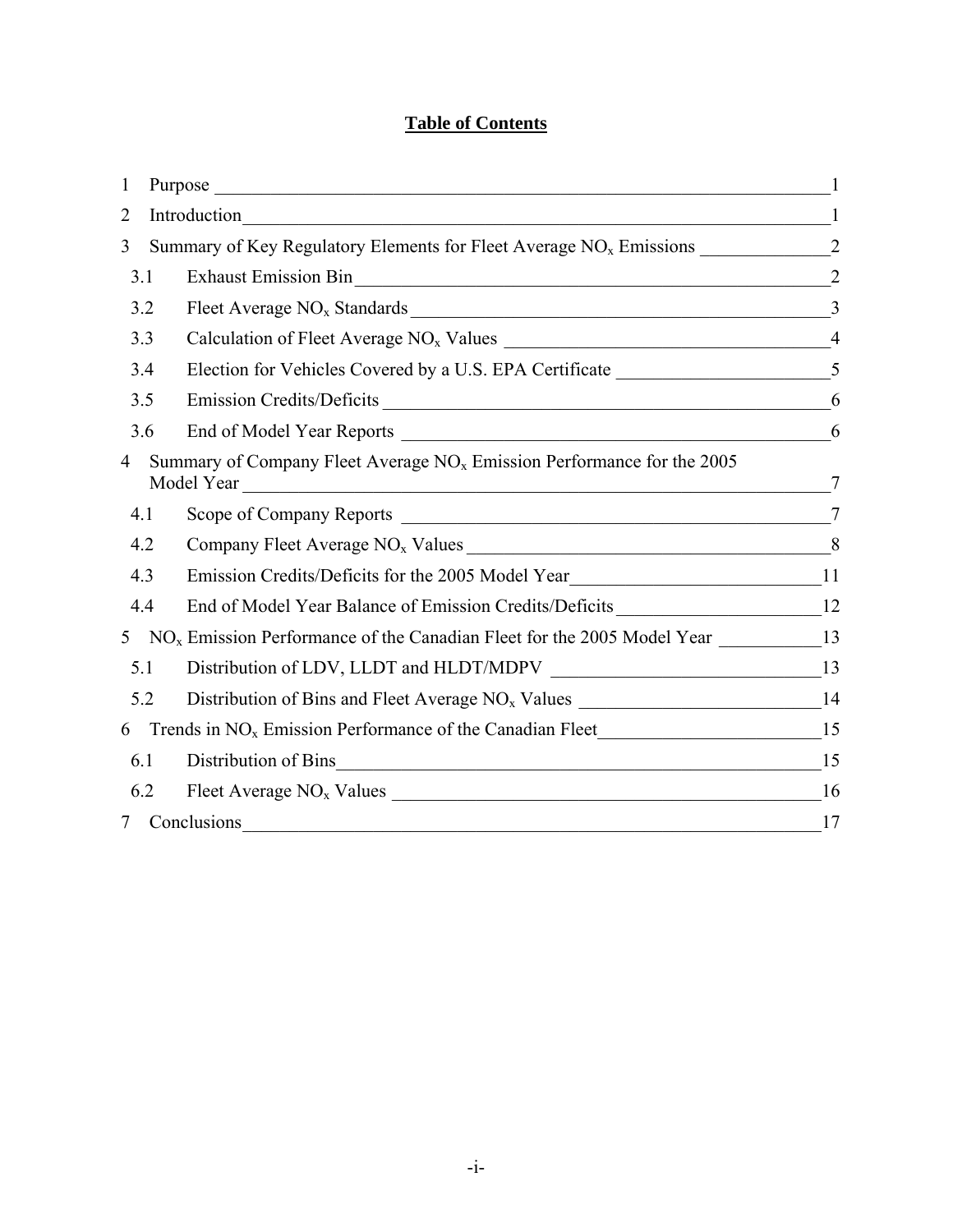# Table of Contents

1 Purpose 1

2 Introduction 1

3 Summary of Key Regulatory Elements for Fleet Average $NO_x$ Emissions 2

- 3.1 Exhaust Emission Bin 2
- 3.2 Fleet Average $NO_x$ Standards 3
- 3.3 Calculation of Fleet Average $NO_x$ Values 4
- 3.4 Election for Vehicles Covered by a U.S. EPA Certificate 5
- 3.5 Emission Credits/Deficits 6
- 3.6 End of Model Year Reports 6

4 Summary of Company Fleet Average $NO_x$ Emission Performance for the 2005 Model Year 7

- 4.1 Scope of Company Reports 7
- 4.2 Company Fleet Average $NO_x$ Values 8
- 4.3 Emission Credits/Deficits for the 2005 Model Year 11
- 4.4 End of Model Year Balance of Emission Credits/Deficits 12

5 $NO_x$ Emission Performance of the Canadian Fleet for the 2005 Model Year 13

- 5.1 Distribution of LDV, LLDT and HLDT/MDPV 13
- 5.2 Distribution of Bins and Fleet Average $NO_x$ Values 14

6 Trends in $NO_x$ Emission Performance of the Canadian Fleet 15

- 6.1 Distribution of Bins 15
- 6.2 Fleet Average $NO_x$ Values 16

7 Conclusions 17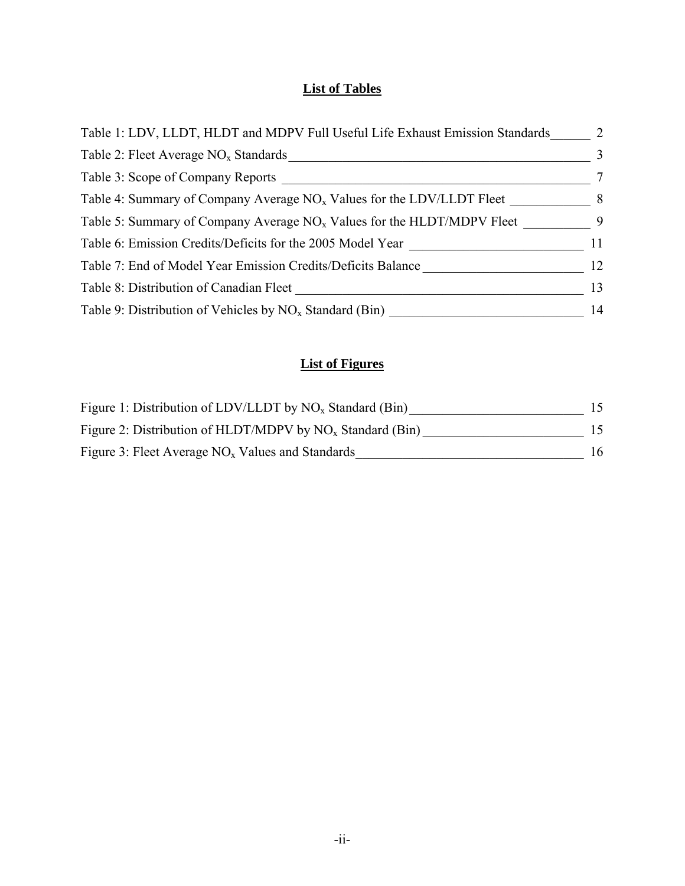## List of Tables

Table 1: LDV, LLDT, HLDT and MDPV Full Useful Life Exhaust Emission Standards ______ 2

Table 2: Fleet Average $NO_x$ Standards ______ 3

Table 3: Scope of Company Reports ______ 7

Table 4: Summary of Company Average $NO_x$ Values for the LDV/LLDT Fleet ______ 8

Table 5: Summary of Company Average $NO_x$ Values for the HLDT/MDPV Fleet ______ 9

Table 6: Emission Credits/Deficits for the 2005 Model Year ______ 11

Table 7: End of Model Year Emission Credits/Deficits Balance ______ 12

Table 8: Distribution of Canadian Fleet ______ 13

Table 9: Distribution of Vehicles by $NO_x$ Standard (Bin) ______ 14

## List of Figures

Figure 1: Distribution of LDV/LLDT by $NO_x$ Standard (Bin) ______ 15

Figure 2: Distribution of HLDT/MDPV by $NO_x$ Standard (Bin) ______ 15

Figure 3: Fleet Average $NO_x$ Values and Standards ______ 16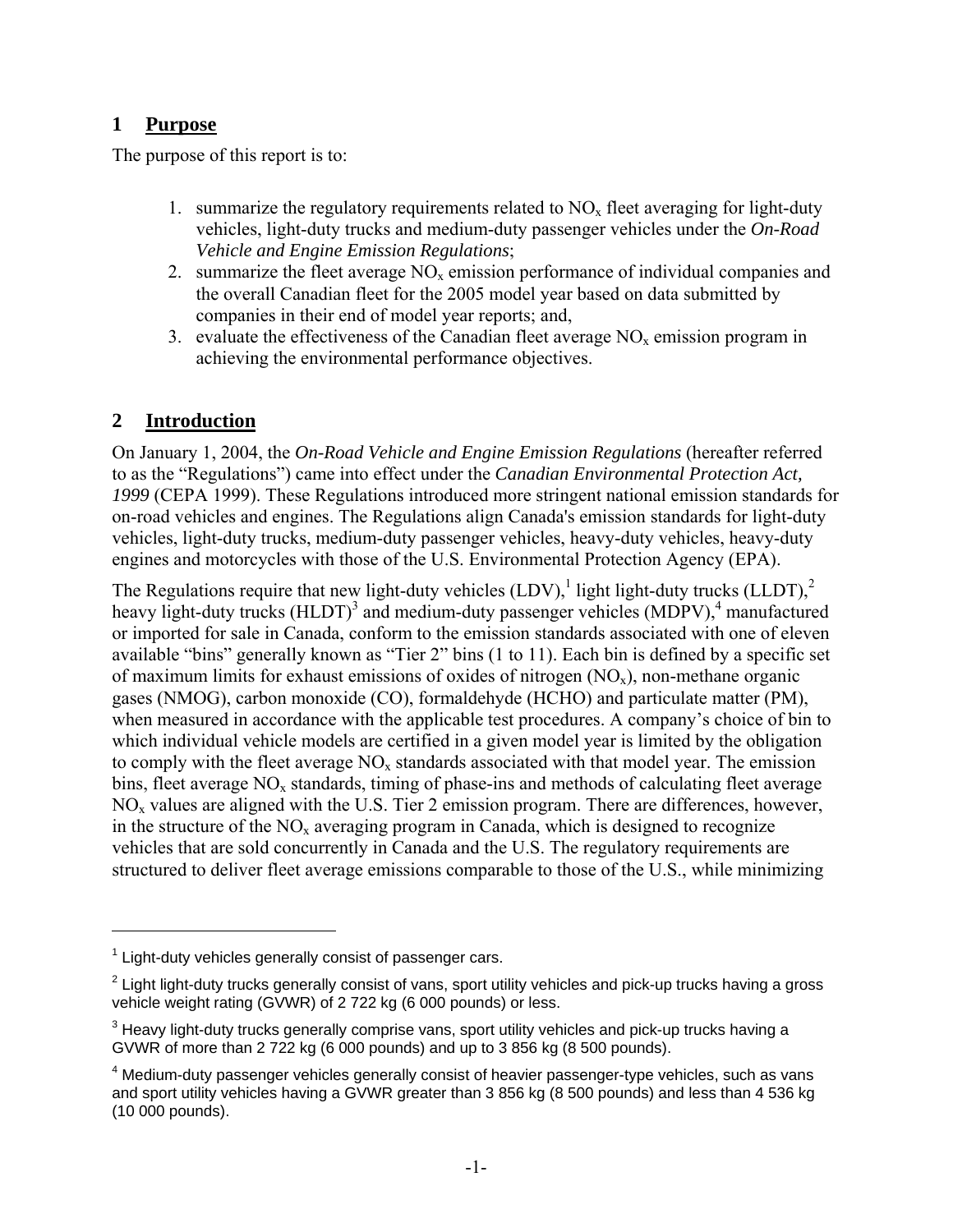## 1 Purpose

The purpose of this report is to:

1. summarize the regulatory requirements related to $NO_x$ fleet averaging for light-duty vehicles, light-duty trucks and medium-duty passenger vehicles under the *On-Road Vehicle and Engine Emission Regulations*;
2. summarize the fleet average $NO_x$ emission performance of individual companies and the overall Canadian fleet for the 2005 model year based on data submitted by companies in their end of model year reports; and,
3. evaluate the effectiveness of the Canadian fleet average $NO_x$ emission program in achieving the environmental performance objectives.

## 2 Introduction

On January 1, 2004, the *On-Road Vehicle and Engine Emission Regulations* (hereafter referred to as the "Regulations") came into effect under the *Canadian Environmental Protection Act, 1999* (CEPA 1999). These Regulations introduced more stringent national emission standards for on-road vehicles and engines. The Regulations align Canada's emission standards for light-duty vehicles, light-duty trucks, medium-duty passenger vehicles, heavy-duty vehicles, heavy-duty engines and motorcycles with those of the U.S. Environmental Protection Agency (EPA).

The Regulations require that new light-duty vehicles (LDV),[1] light light-duty trucks (LLDT),[2] heavy light-duty trucks (HLDT)[3] and medium-duty passenger vehicles (MDPV),[4] manufactured or imported for sale in Canada, conform to the emission standards associated with one of eleven available "bins" generally known as "Tier 2" bins (1 to 11). Each bin is defined by a specific set of maximum limits for exhaust emissions of oxides of nitrogen ($NO_x$), non-methane organic gases (NMOG), carbon monoxide (CO), formaldehyde (HCHO) and particulate matter (PM), when measured in accordance with the applicable test procedures. A company's choice of bin to which individual vehicle models are certified in a given model year is limited by the obligation to comply with the fleet average $NO_x$ standards associated with that model year. The emission bins, fleet average $NO_x$ standards, timing of phase-ins and methods of calculating fleet average $NO_x$ values are aligned with the U.S. Tier 2 emission program. There are differences, however, in the structure of the $NO_x$ averaging program in Canada, which is designed to recognize vehicles that are sold concurrently in Canada and the U.S. The regulatory requirements are structured to deliver fleet average emissions comparable to those of the U.S., while minimizing

---

[1] Light-duty vehicles generally consist of passenger cars.

[2] Light light-duty trucks generally consist of vans, sport utility vehicles and pick-up trucks having a gross vehicle weight rating (GVWR) of 2 722 kg (6 000 pounds) or less.

[3] Heavy light-duty trucks generally comprise vans, sport utility vehicles and pick-up trucks having a GVWR of more than 2 722 kg (6 000 pounds) and up to 3 856 kg (8 500 pounds).

[4] Medium-duty passenger vehicles generally consist of heavier passenger-type vehicles, such as vans and sport utility vehicles having a GVWR greater than 3 856 kg (8 500 pounds) and less than 4 536 kg (10 000 pounds).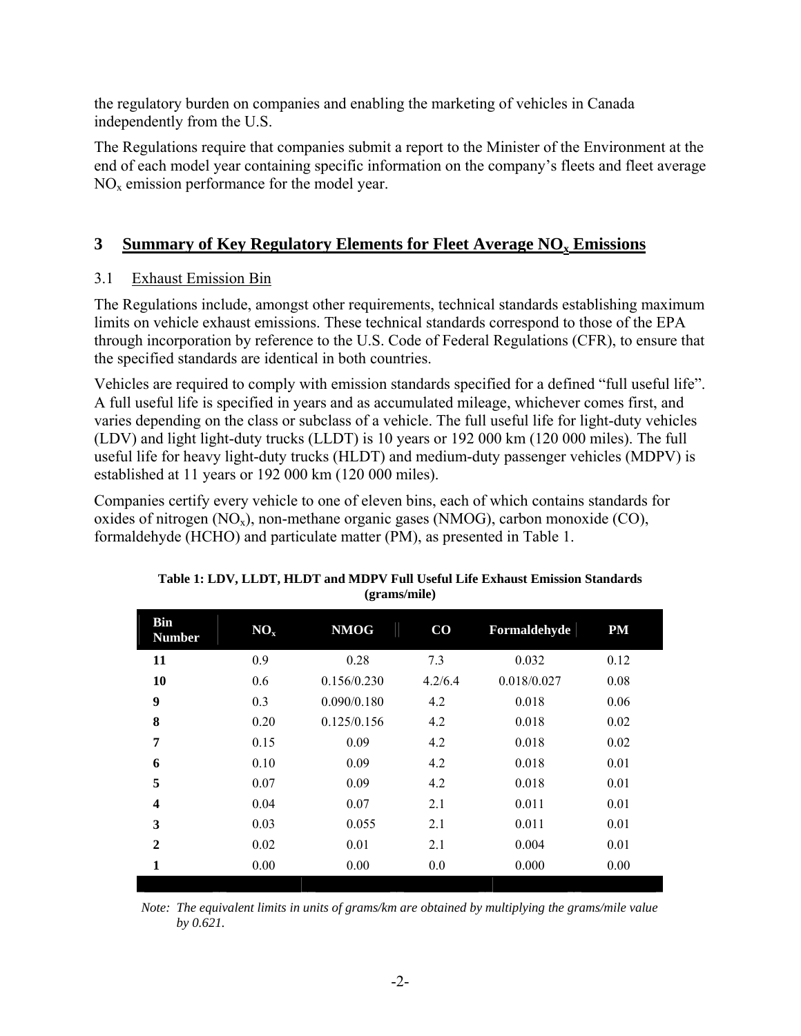the regulatory burden on companies and enabling the marketing of vehicles in Canada independently from the U.S.

The Regulations require that companies submit a report to the Minister of the Environment at the end of each model year containing specific information on the company's fleets and fleet average $NO_x$ emission performance for the model year.

## 3 Summary of Key Regulatory Elements for Fleet Average $NO_x$ Emissions

### 3.1 Exhaust Emission Bin

The Regulations include, amongst other requirements, technical standards establishing maximum limits on vehicle exhaust emissions. These technical standards correspond to those of the EPA through incorporation by reference to the U.S. Code of Federal Regulations (CFR), to ensure that the specified standards are identical in both countries.

Vehicles are required to comply with emission standards specified for a defined "full useful life". A full useful life is specified in years and as accumulated mileage, whichever comes first, and varies depending on the class or subclass of a vehicle. The full useful life for light-duty vehicles (LDV) and light light-duty trucks (LLDT) is 10 years or 192 000 km (120 000 miles). The full useful life for heavy light-duty trucks (HLDT) and medium-duty passenger vehicles (MDPV) is established at 11 years or 192 000 km (120 000 miles).

Companies certify every vehicle to one of eleven bins, each of which contains standards for oxides of nitrogen ($NO_x$), non-methane organic gases (NMOG), carbon monoxide (CO), formaldehyde (HCHO) and particulate matter (PM), as presented in Table 1.

**Table 1: LDV, LLDT, HLDT and MDPV Full Useful Life Exhaust Emission Standards (grams/mile)**

| Bin Number | $NO_x$ | NMOG | CO | Formaldehyde | PM |
|---|---|---|---|---|---|
| 11 | 0.9 | 0.28 | 7.3 | 0.032 | 0.12 |
| 10 | 0.6 | 0.156/0.230 | 4.2/6.4 | 0.018/0.027 | 0.08 |
| 9 | 0.3 | 0.090/0.180 | 4.2 | 0.018 | 0.06 |
| 8 | 0.20 | 0.125/0.156 | 4.2 | 0.018 | 0.02 |
| 7 | 0.15 | 0.09 | 4.2 | 0.018 | 0.02 |
| 6 | 0.10 | 0.09 | 4.2 | 0.018 | 0.01 |
| 5 | 0.07 | 0.09 | 4.2 | 0.018 | 0.01 |
| 4 | 0.04 | 0.07 | 2.1 | 0.011 | 0.01 |
| 3 | 0.03 | 0.055 | 2.1 | 0.011 | 0.01 |
| 2 | 0.02 | 0.01 | 2.1 | 0.004 | 0.01 |
| 1 | 0.00 | 0.00 | 0.0 | 0.000 | 0.00 |

*Note: The equivalent limits in units of grams/km are obtained by multiplying the grams/mile value by 0.621.*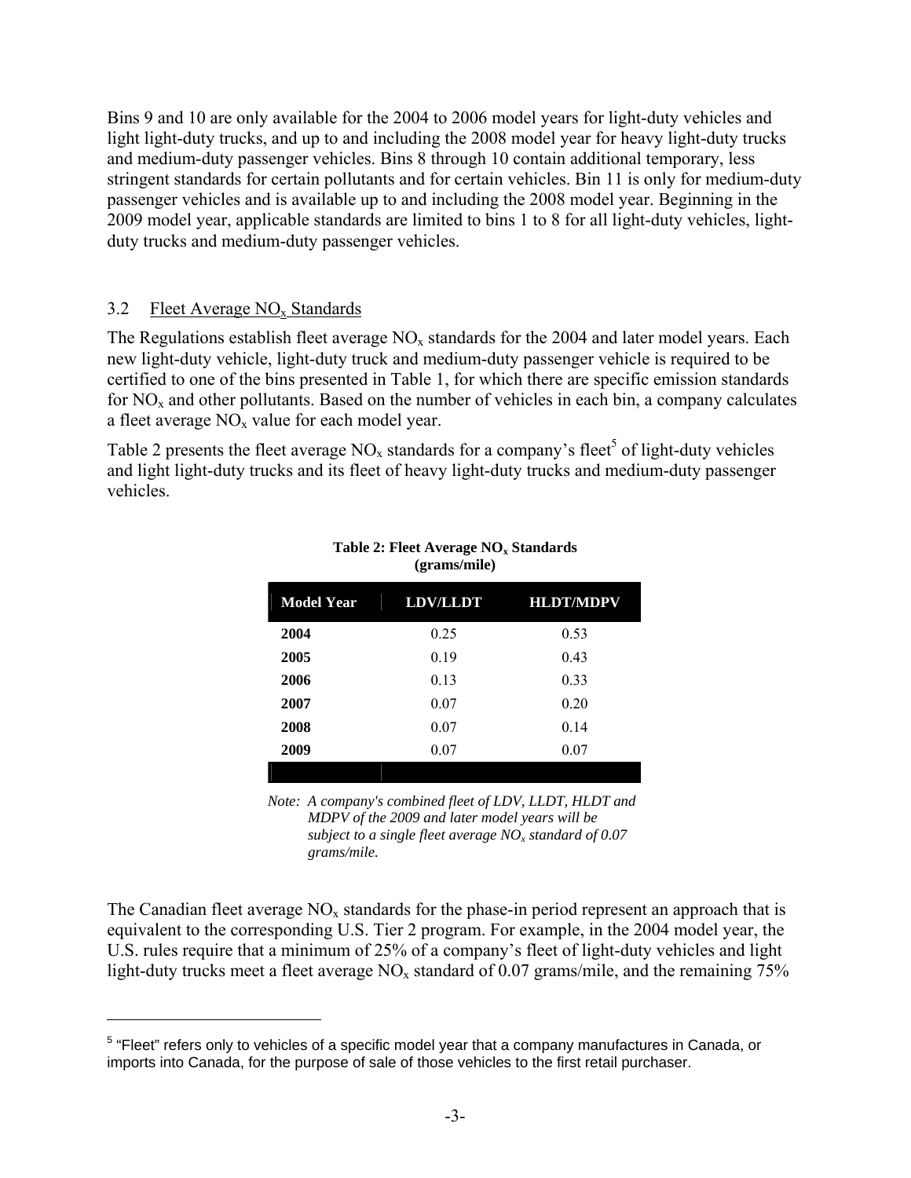Bins 9 and 10 are only available for the 2004 to 2006 model years for light-duty vehicles and light light-duty trucks, and up to and including the 2008 model year for heavy light-duty trucks and medium-duty passenger vehicles. Bins 8 through 10 contain additional temporary, less stringent standards for certain pollutants and for certain vehicles. Bin 11 is only for medium-duty passenger vehicles and is available up to and including the 2008 model year. Beginning in the 2009 model year, applicable standards are limited to bins 1 to 8 for all light-duty vehicles, light-duty trucks and medium-duty passenger vehicles.

## 3.2 Fleet Average $NO_x$ Standards

The Regulations establish fleet average $NO_x$ standards for the 2004 and later model years. Each new light-duty vehicle, light-duty truck and medium-duty passenger vehicle is required to be certified to one of the bins presented in Table 1, for which there are specific emission standards for $NO_x$ and other pollutants. Based on the number of vehicles in each bin, a company calculates a fleet average $NO_x$ value for each model year.

Table 2 presents the fleet average $NO_x$ standards for a company's fleet[5] of light-duty vehicles and light light-duty trucks and its fleet of heavy light-duty trucks and medium-duty passenger vehicles.

**Table 2: Fleet Average $NO_x$ Standards (grams/mile)**

| Model Year | LDV/LLDT | HLDT/MDPV |
|---|---|---|
| **2004** | 0.25 | 0.53 |
| **2005** | 0.19 | 0.43 |
| **2006** | 0.13 | 0.33 |
| **2007** | 0.07 | 0.20 |
| **2008** | 0.07 | 0.14 |
| **2009** | 0.07 | 0.07 |

*Note: A company's combined fleet of LDV, LLDT, HLDT and MDPV of the 2009 and later model years will be subject to a single fleet average $NO_x$ standard of 0.07 grams/mile.*

The Canadian fleet average $NO_x$ standards for the phase-in period represent an approach that is equivalent to the corresponding U.S. Tier 2 program. For example, in the 2004 model year, the U.S. rules require that a minimum of 25% of a company's fleet of light-duty vehicles and light light-duty trucks meet a fleet average $NO_x$ standard of 0.07 grams/mile, and the remaining 75%

[5] "Fleet" refers only to vehicles of a specific model year that a company manufactures in Canada, or imports into Canada, for the purpose of sale of those vehicles to the first retail purchaser.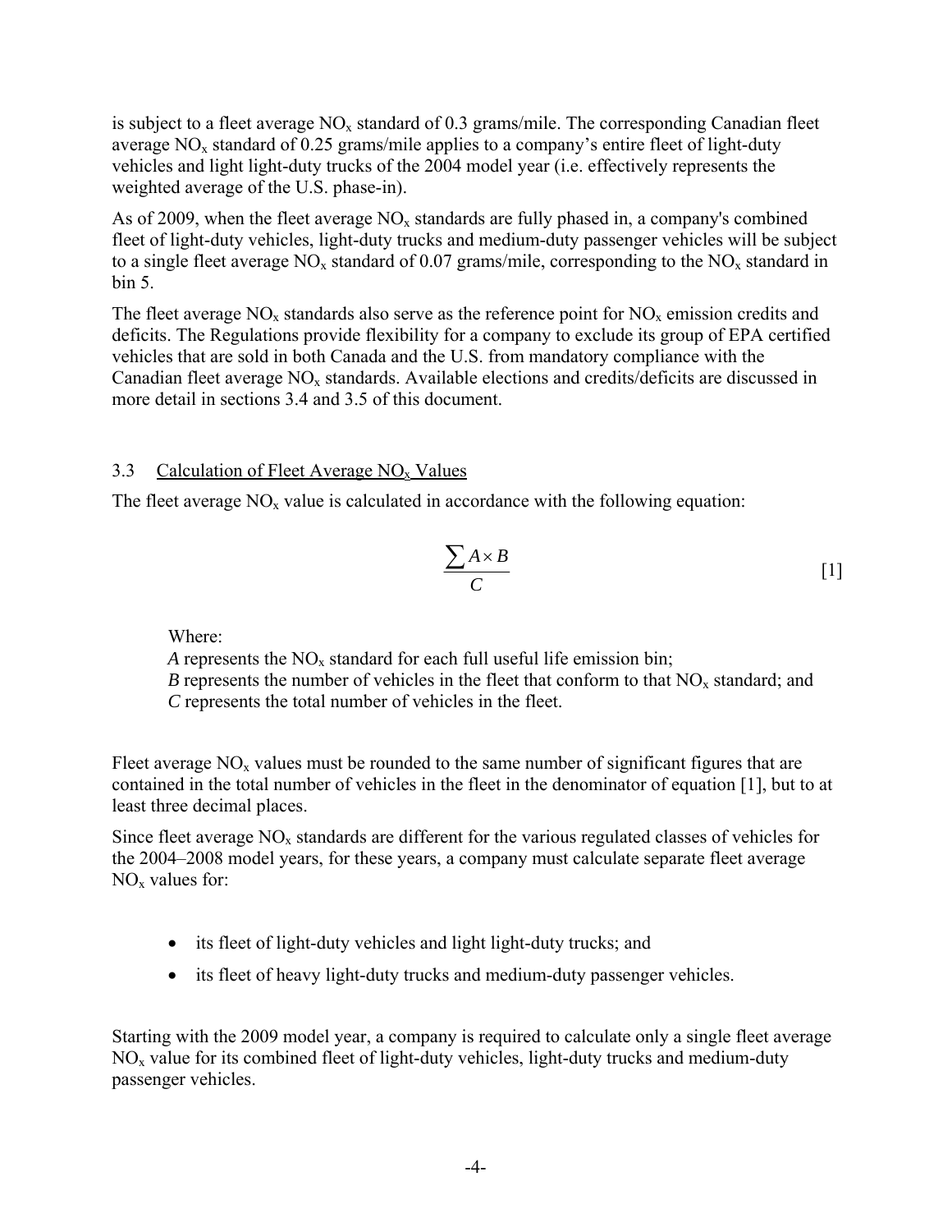is subject to a fleet average $NO_x$ standard of 0.3 grams/mile. The corresponding Canadian fleet average $NO_x$ standard of 0.25 grams/mile applies to a company's entire fleet of light-duty vehicles and light light-duty trucks of the 2004 model year (i.e. effectively represents the weighted average of the U.S. phase-in).

As of 2009, when the fleet average $NO_x$ standards are fully phased in, a company's combined fleet of light-duty vehicles, light-duty trucks and medium-duty passenger vehicles will be subject to a single fleet average $NO_x$ standard of 0.07 grams/mile, corresponding to the $NO_x$ standard in bin 5.

The fleet average $NO_x$ standards also serve as the reference point for $NO_x$ emission credits and deficits. The Regulations provide flexibility for a company to exclude its group of EPA certified vehicles that are sold in both Canada and the U.S. from mandatory compliance with the Canadian fleet average $NO_x$ standards. Available elections and credits/deficits are discussed in more detail in sections 3.4 and 3.5 of this document.

### 3.3 Calculation of Fleet Average $NO_x$ Values

The fleet average $NO_x$ value is calculated in accordance with the following equation:

$$\frac{\sum A \times B}{C} \qquad [1]$$

Where:
*A* represents the $NO_x$ standard for each full useful life emission bin;
*B* represents the number of vehicles in the fleet that conform to that $NO_x$ standard; and
*C* represents the total number of vehicles in the fleet.

Fleet average $NO_x$ values must be rounded to the same number of significant figures that are contained in the total number of vehicles in the fleet in the denominator of equation [1], but to at least three decimal places.

Since fleet average $NO_x$ standards are different for the various regulated classes of vehicles for the 2004–2008 model years, for these years, a company must calculate separate fleet average $NO_x$ values for:

- its fleet of light-duty vehicles and light light-duty trucks; and
- its fleet of heavy light-duty trucks and medium-duty passenger vehicles.

Starting with the 2009 model year, a company is required to calculate only a single fleet average $NO_x$ value for its combined fleet of light-duty vehicles, light-duty trucks and medium-duty passenger vehicles.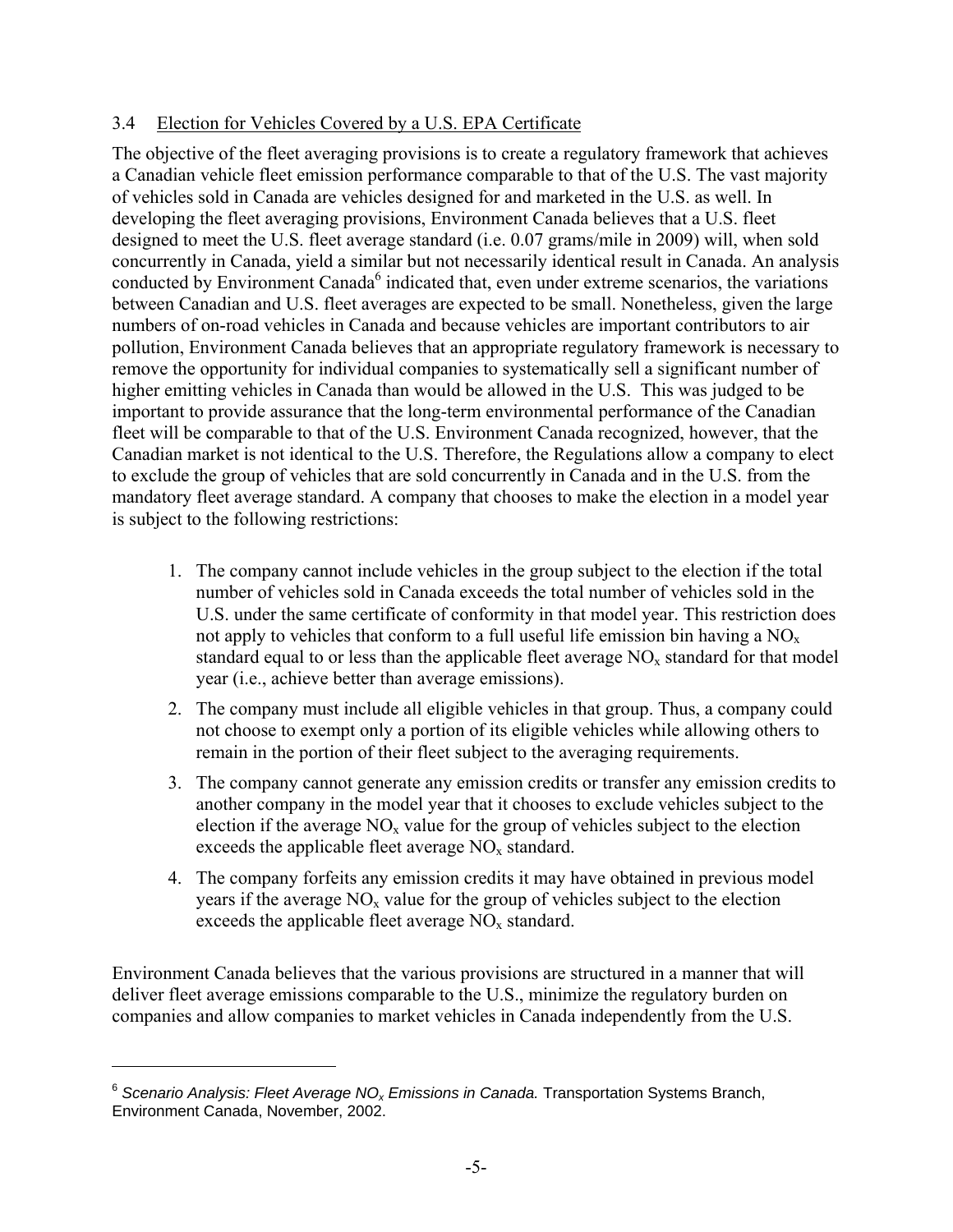### 3.4 Election for Vehicles Covered by a U.S. EPA Certificate

The objective of the fleet averaging provisions is to create a regulatory framework that achieves a Canadian vehicle fleet emission performance comparable to that of the U.S. The vast majority of vehicles sold in Canada are vehicles designed for and marketed in the U.S. as well. In developing the fleet averaging provisions, Environment Canada believes that a U.S. fleet designed to meet the U.S. fleet average standard (i.e. 0.07 grams/mile in 2009) will, when sold concurrently in Canada, yield a similar but not necessarily identical result in Canada. An analysis conducted by Environment Canada[6] indicated that, even under extreme scenarios, the variations between Canadian and U.S. fleet averages are expected to be small. Nonetheless, given the large numbers of on-road vehicles in Canada and because vehicles are important contributors to air pollution, Environment Canada believes that an appropriate regulatory framework is necessary to remove the opportunity for individual companies to systematically sell a significant number of higher emitting vehicles in Canada than would be allowed in the U.S. This was judged to be important to provide assurance that the long-term environmental performance of the Canadian fleet will be comparable to that of the U.S. Environment Canada recognized, however, that the Canadian market is not identical to the U.S. Therefore, the Regulations allow a company to elect to exclude the group of vehicles that are sold concurrently in Canada and in the U.S. from the mandatory fleet average standard. A company that chooses to make the election in a model year is subject to the following restrictions:

1. The company cannot include vehicles in the group subject to the election if the total number of vehicles sold in Canada exceeds the total number of vehicles sold in the U.S. under the same certificate of conformity in that model year. This restriction does not apply to vehicles that conform to a full useful life emission bin having a $NO_x$ standard equal to or less than the applicable fleet average $NO_x$ standard for that model year (i.e., achieve better than average emissions).
2. The company must include all eligible vehicles in that group. Thus, a company could not choose to exempt only a portion of its eligible vehicles while allowing others to remain in the portion of their fleet subject to the averaging requirements.
3. The company cannot generate any emission credits or transfer any emission credits to another company in the model year that it chooses to exclude vehicles subject to the election if the average $NO_x$ value for the group of vehicles subject to the election exceeds the applicable fleet average $NO_x$ standard.
4. The company forfeits any emission credits it may have obtained in previous model years if the average $NO_x$ value for the group of vehicles subject to the election exceeds the applicable fleet average $NO_x$ standard.

Environment Canada believes that the various provisions are structured in a manner that will deliver fleet average emissions comparable to the U.S., minimize the regulatory burden on companies and allow companies to market vehicles in Canada independently from the U.S.

---

[6] *Scenario Analysis: Fleet Average $NO_x$ Emissions in Canada.* Transportation Systems Branch, Environment Canada, November, 2002.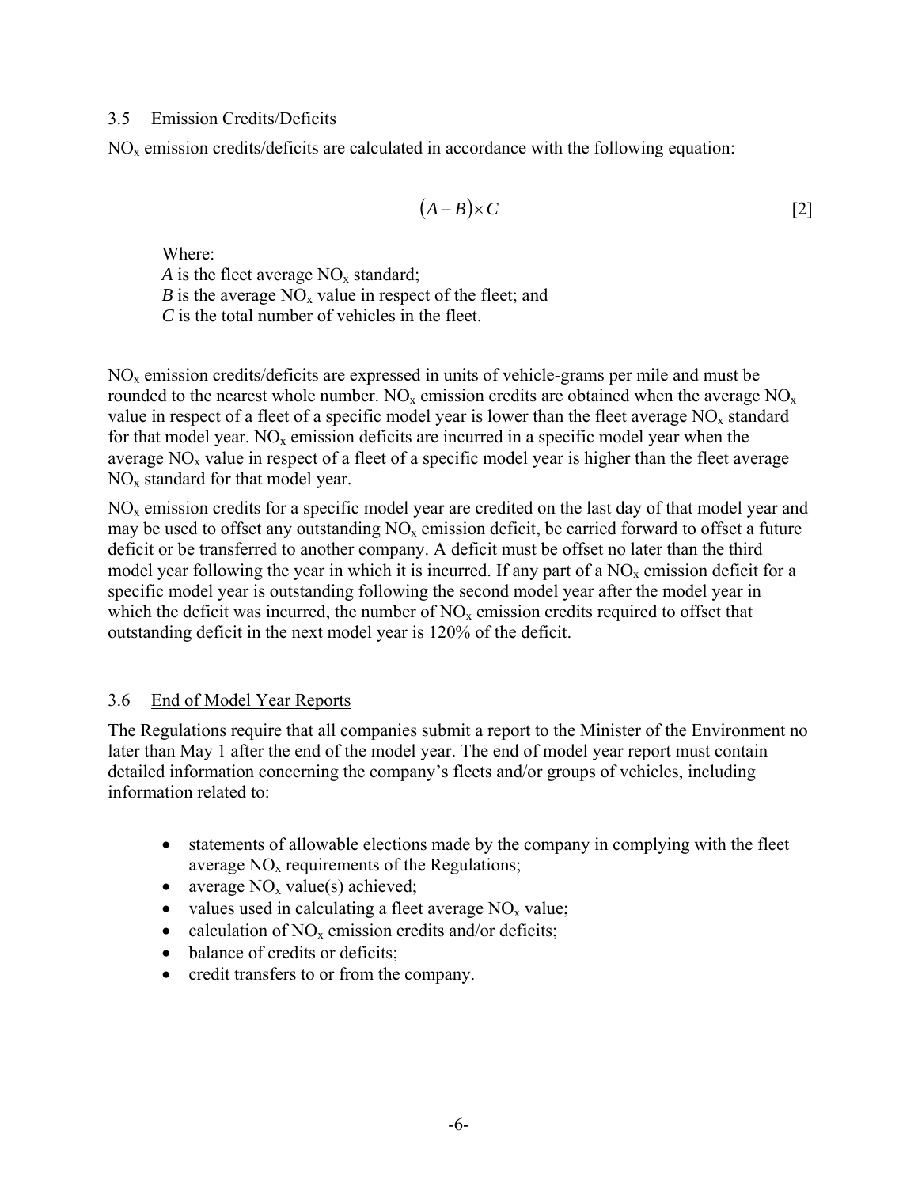### 3.5 Emission Credits/Deficits

$NO_x$ emission credits/deficits are calculated in accordance with the following equation:

$$(A - B) \times C \qquad [2]$$

Where:
*A* is the fleet average $NO_x$ standard;
*B* is the average $NO_x$ value in respect of the fleet; and
*C* is the total number of vehicles in the fleet.

$NO_x$ emission credits/deficits are expressed in units of vehicle-grams per mile and must be rounded to the nearest whole number. $NO_x$ emission credits are obtained when the average $NO_x$ value in respect of a fleet of a specific model year is lower than the fleet average $NO_x$ standard for that model year. $NO_x$ emission deficits are incurred in a specific model year when the average $NO_x$ value in respect of a fleet of a specific model year is higher than the fleet average $NO_x$ standard for that model year.

$NO_x$ emission credits for a specific model year are credited on the last day of that model year and may be used to offset any outstanding $NO_x$ emission deficit, be carried forward to offset a future deficit or be transferred to another company. A deficit must be offset no later than the third model year following the year in which it is incurred. If any part of a $NO_x$ emission deficit for a specific model year is outstanding following the second model year after the model year in which the deficit was incurred, the number of $NO_x$ emission credits required to offset that outstanding deficit in the next model year is 120% of the deficit.

### 3.6 End of Model Year Reports

The Regulations require that all companies submit a report to the Minister of the Environment no later than May 1 after the end of the model year. The end of model year report must contain detailed information concerning the company's fleets and/or groups of vehicles, including information related to:

- statements of allowable elections made by the company in complying with the fleet average $NO_x$ requirements of the Regulations;
- average $NO_x$ value(s) achieved;
- values used in calculating a fleet average $NO_x$ value;
- calculation of $NO_x$ emission credits and/or deficits;
- balance of credits or deficits;
- credit transfers to or from the company.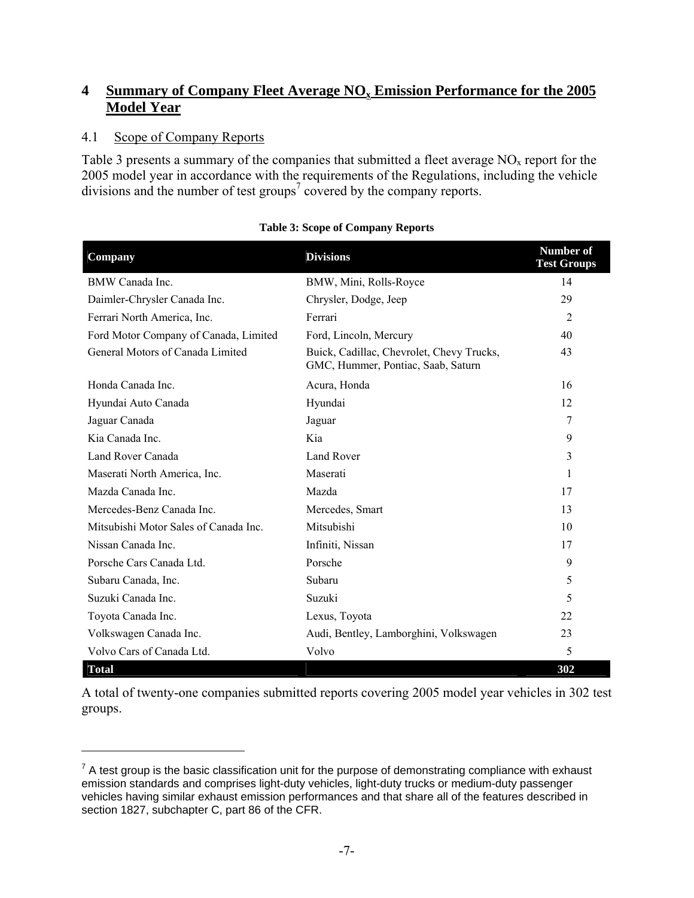## 4 Summary of Company Fleet Average $NO_x$ Emission Performance for the 2005 Model Year

### 4.1 Scope of Company Reports

Table 3 presents a summary of the companies that submitted a fleet average $NO_x$ report for the 2005 model year in accordance with the requirements of the Regulations, including the vehicle divisions and the number of test groups[7] covered by the company reports.

**Table 3: Scope of Company Reports**

| Company | Divisions | Number of Test Groups |
|---|---|---|
| BMW Canada Inc. | BMW, Mini, Rolls-Royce | 14 |
| Daimler-Chrysler Canada Inc. | Chrysler, Dodge, Jeep | 29 |
| Ferrari North America, Inc. | Ferrari | 2 |
| Ford Motor Company of Canada, Limited | Ford, Lincoln, Mercury | 40 |
| General Motors of Canada Limited | Buick, Cadillac, Chevrolet, Chevy Trucks, GMC, Hummer, Pontiac, Saab, Saturn | 43 |
| Honda Canada Inc. | Acura, Honda | 16 |
| Hyundai Auto Canada | Hyundai | 12 |
| Jaguar Canada | Jaguar | 7 |
| Kia Canada Inc. | Kia | 9 |
| Land Rover Canada | Land Rover | 3 |
| Maserati North America, Inc. | Maserati | 1 |
| Mazda Canada Inc. | Mazda | 17 |
| Mercedes-Benz Canada Inc. | Mercedes, Smart | 13 |
| Mitsubishi Motor Sales of Canada Inc. | Mitsubishi | 10 |
| Nissan Canada Inc. | Infiniti, Nissan | 17 |
| Porsche Cars Canada Ltd. | Porsche | 9 |
| Subaru Canada, Inc. | Subaru | 5 |
| Suzuki Canada Inc. | Suzuki | 5 |
| Toyota Canada Inc. | Lexus, Toyota | 22 |
| Volkswagen Canada Inc. | Audi, Bentley, Lamborghini, Volkswagen | 23 |
| Volvo Cars of Canada Ltd. | Volvo | 5 |
| **Total** | | **302** |

A total of twenty-one companies submitted reports covering 2005 model year vehicles in 302 test groups.

[7] A test group is the basic classification unit for the purpose of demonstrating compliance with exhaust emission standards and comprises light-duty vehicles, light-duty trucks or medium-duty passenger vehicles having similar exhaust emission performances and that share all of the features described in section 1827, subchapter C, part 86 of the CFR.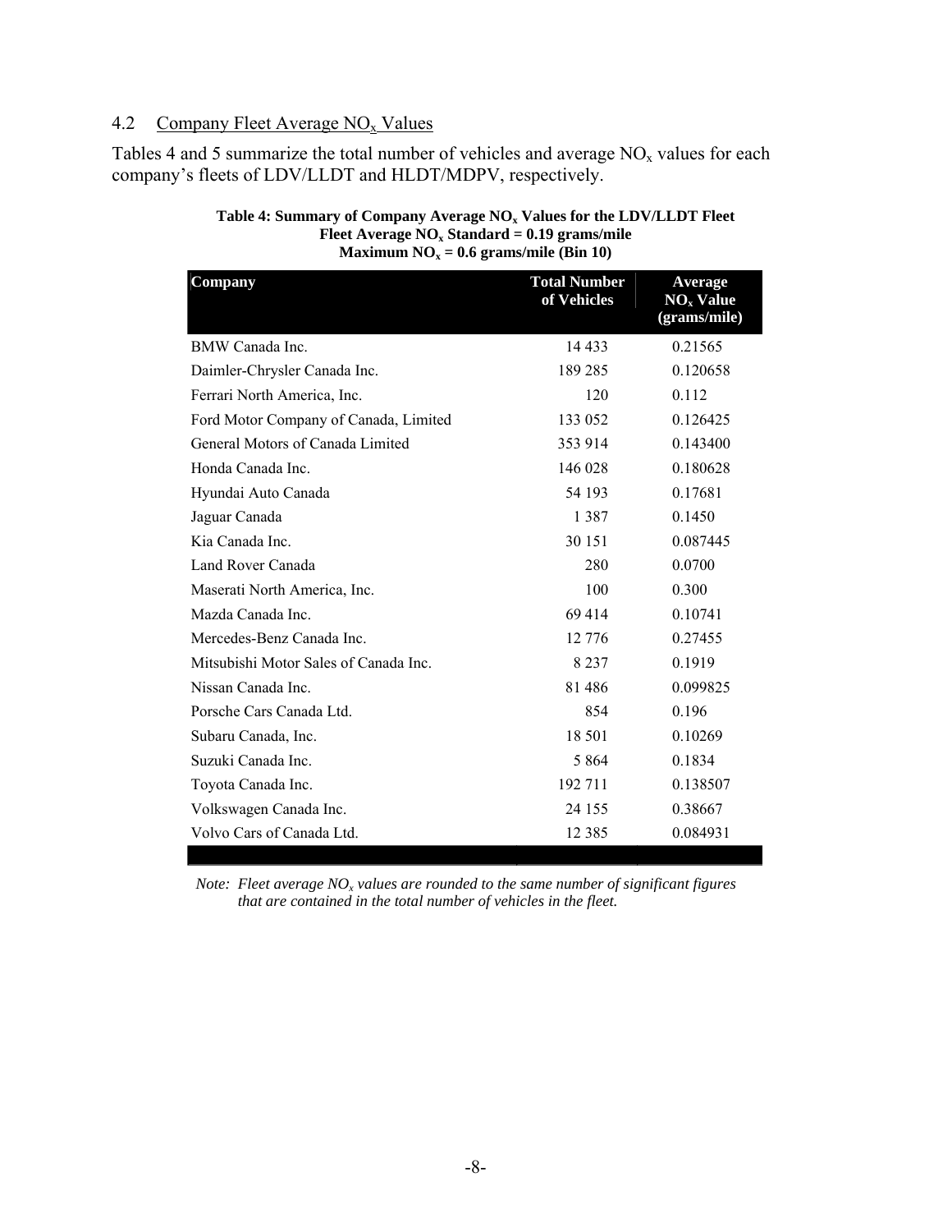## 4.2 Company Fleet Average $NO_x$ Values

Tables 4 and 5 summarize the total number of vehicles and average $NO_x$ values for each company's fleets of LDV/LLDT and HLDT/MDPV, respectively.

**Table 4: Summary of Company Average $NO_x$ Values for the LDV/LLDT Fleet**
**Fleet Average $NO_x$ Standard = 0.19 grams/mile**
**Maximum $NO_x$ = 0.6 grams/mile (Bin 10)**

| Company | Total Number of Vehicles | Average $NO_x$ Value (grams/mile) |
|---|---|---|
| BMW Canada Inc. | 14 433 | 0.21565 |
| Daimler-Chrysler Canada Inc. | 189 285 | 0.120658 |
| Ferrari North America, Inc. | 120 | 0.112 |
| Ford Motor Company of Canada, Limited | 133 052 | 0.126425 |
| General Motors of Canada Limited | 353 914 | 0.143400 |
| Honda Canada Inc. | 146 028 | 0.180628 |
| Hyundai Auto Canada | 54 193 | 0.17681 |
| Jaguar Canada | 1 387 | 0.1450 |
| Kia Canada Inc. | 30 151 | 0.087445 |
| Land Rover Canada | 280 | 0.0700 |
| Maserati North America, Inc. | 100 | 0.300 |
| Mazda Canada Inc. | 69 414 | 0.10741 |
| Mercedes-Benz Canada Inc. | 12 776 | 0.27455 |
| Mitsubishi Motor Sales of Canada Inc. | 8 237 | 0.1919 |
| Nissan Canada Inc. | 81 486 | 0.099825 |
| Porsche Cars Canada Ltd. | 854 | 0.196 |
| Subaru Canada, Inc. | 18 501 | 0.10269 |
| Suzuki Canada Inc. | 5 864 | 0.1834 |
| Toyota Canada Inc. | 192 711 | 0.138507 |
| Volkswagen Canada Inc. | 24 155 | 0.38667 |
| Volvo Cars of Canada Ltd. | 12 385 | 0.084931 |

*Note: Fleet average $NO_x$ values are rounded to the same number of significant figures that are contained in the total number of vehicles in the fleet.*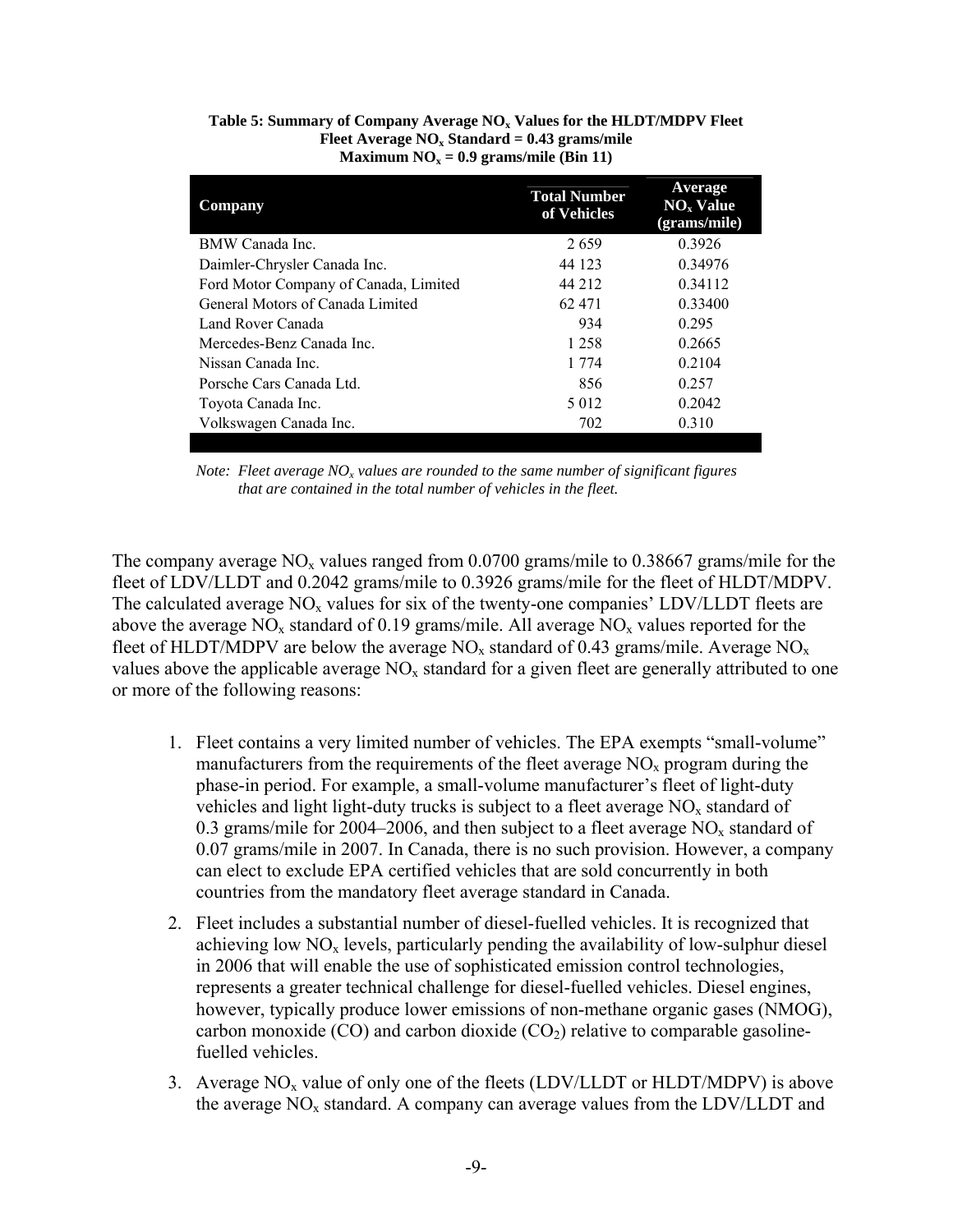**Table 5: Summary of Company Average $NO_x$ Values for the HLDT/MDPV Fleet**
**Fleet Average $NO_x$ Standard = 0.43 grams/mile**
**Maximum $NO_x$ = 0.9 grams/mile (Bin 11)**

| Company | Total Number of Vehicles | Average $NO_x$ Value (grams/mile) |
|---|---|---|
| BMW Canada Inc. | 2 659 | 0.3926 |
| Daimler-Chrysler Canada Inc. | 44 123 | 0.34976 |
| Ford Motor Company of Canada, Limited | 44 212 | 0.34112 |
| General Motors of Canada Limited | 62 471 | 0.33400 |
| Land Rover Canada | 934 | 0.295 |
| Mercedes-Benz Canada Inc. | 1 258 | 0.2665 |
| Nissan Canada Inc. | 1 774 | 0.2104 |
| Porsche Cars Canada Ltd. | 856 | 0.257 |
| Toyota Canada Inc. | 5 012 | 0.2042 |
| Volkswagen Canada Inc. | 702 | 0.310 |

*Note: Fleet average $NO_x$ values are rounded to the same number of significant figures that are contained in the total number of vehicles in the fleet.*

The company average $NO_x$ values ranged from 0.0700 grams/mile to 0.38667 grams/mile for the fleet of LDV/LLDT and 0.2042 grams/mile to 0.3926 grams/mile for the fleet of HLDT/MDPV. The calculated average $NO_x$ values for six of the twenty-one companies' LDV/LLDT fleets are above the average $NO_x$ standard of 0.19 grams/mile. All average $NO_x$ values reported for the fleet of HLDT/MDPV are below the average $NO_x$ standard of 0.43 grams/mile. Average $NO_x$ values above the applicable average $NO_x$ standard for a given fleet are generally attributed to one or more of the following reasons:

1. Fleet contains a very limited number of vehicles. The EPA exempts "small-volume" manufacturers from the requirements of the fleet average $NO_x$ program during the phase-in period. For example, a small-volume manufacturer's fleet of light-duty vehicles and light light-duty trucks is subject to a fleet average $NO_x$ standard of 0.3 grams/mile for 2004–2006, and then subject to a fleet average $NO_x$ standard of 0.07 grams/mile in 2007. In Canada, there is no such provision. However, a company can elect to exclude EPA certified vehicles that are sold concurrently in both countries from the mandatory fleet average standard in Canada.
2. Fleet includes a substantial number of diesel-fuelled vehicles. It is recognized that achieving low $NO_x$ levels, particularly pending the availability of low-sulphur diesel in 2006 that will enable the use of sophisticated emission control technologies, represents a greater technical challenge for diesel-fuelled vehicles. Diesel engines, however, typically produce lower emissions of non-methane organic gases (NMOG), carbon monoxide (CO) and carbon dioxide ($CO_2$) relative to comparable gasoline-fuelled vehicles.
3. Average $NO_x$ value of only one of the fleets (LDV/LLDT or HLDT/MDPV) is above the average $NO_x$ standard. A company can average values from the LDV/LLDT and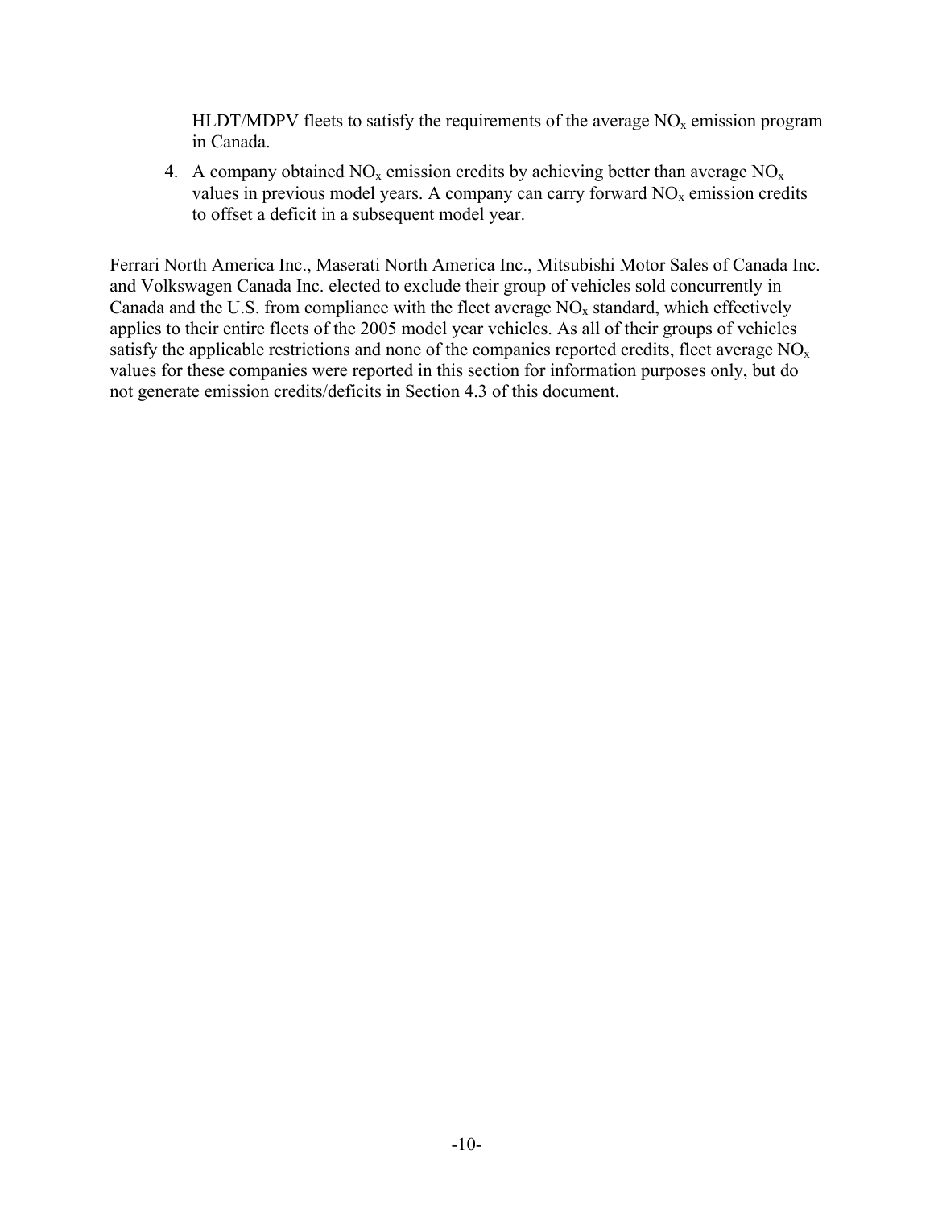HLDT/MDPV fleets to satisfy the requirements of the average $NO_x$ emission program in Canada.

4. A company obtained $NO_x$ emission credits by achieving better than average $NO_x$ values in previous model years. A company can carry forward $NO_x$ emission credits to offset a deficit in a subsequent model year.

Ferrari North America Inc., Maserati North America Inc., Mitsubishi Motor Sales of Canada Inc. and Volkswagen Canada Inc. elected to exclude their group of vehicles sold concurrently in Canada and the U.S. from compliance with the fleet average $NO_x$ standard, which effectively applies to their entire fleets of the 2005 model year vehicles. As all of their groups of vehicles satisfy the applicable restrictions and none of the companies reported credits, fleet average $NO_x$ values for these companies were reported in this section for information purposes only, but do not generate emission credits/deficits in Section 4.3 of this document.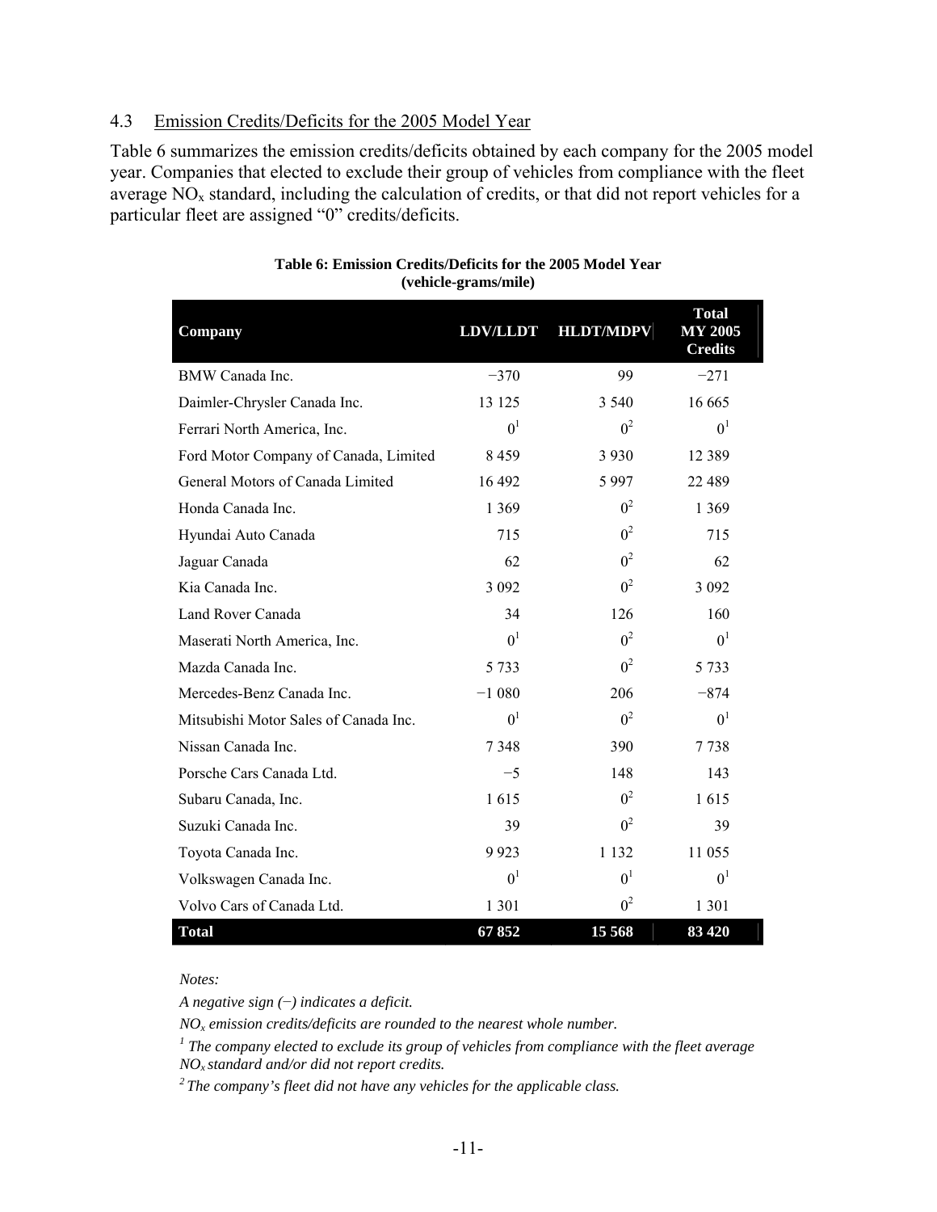## 4.3 Emission Credits/Deficits for the 2005 Model Year

Table 6 summarizes the emission credits/deficits obtained by each company for the 2005 model year. Companies that elected to exclude their group of vehicles from compliance with the fleet average $NO_x$ standard, including the calculation of credits, or that did not report vehicles for a particular fleet are assigned “0” credits/deficits.

**Table 6: Emission Credits/Deficits for the 2005 Model Year (vehicle-grams/mile)**

| Company | LDV/LLDT | HLDT/MDPV | Total MY 2005 Credits |
|---|---|---|---|
| BMW Canada Inc. | −370 | 99 | −271 |
| Daimler-Chrysler Canada Inc. | 13 125 | 3 540 | 16 665 |
| Ferrari North America, Inc. | 0[1] | 0[2] | 0[1] |
| Ford Motor Company of Canada, Limited | 8 459 | 3 930 | 12 389 |
| General Motors of Canada Limited | 16 492 | 5 997 | 22 489 |
| Honda Canada Inc. | 1 369 | 0[2] | 1 369 |
| Hyundai Auto Canada | 715 | 0[2] | 715 |
| Jaguar Canada | 62 | 0[2] | 62 |
| Kia Canada Inc. | 3 092 | 0[2] | 3 092 |
| Land Rover Canada | 34 | 126 | 160 |
| Maserati North America, Inc. | 0[1] | 0[2] | 0[1] |
| Mazda Canada Inc. | 5 733 | 0[2] | 5 733 |
| Mercedes-Benz Canada Inc. | −1 080 | 206 | −874 |
| Mitsubishi Motor Sales of Canada Inc. | 0[1] | 0[2] | 0[1] |
| Nissan Canada Inc. | 7 348 | 390 | 7 738 |
| Porsche Cars Canada Ltd. | −5 | 148 | 143 |
| Subaru Canada, Inc. | 1 615 | 0[2] | 1 615 |
| Suzuki Canada Inc. | 39 | 0[2] | 39 |
| Toyota Canada Inc. | 9 923 | 1 132 | 11 055 |
| Volkswagen Canada Inc. | 0[1] | 0[1] | 0[1] |
| Volvo Cars of Canada Ltd. | 1 301 | 0[2] | 1 301 |
| **Total** | **67 852** | **15 568** | **83 420** |

*Notes:*

*A negative sign (−) indicates a deficit.*

*$NO_x$ emission credits/deficits are rounded to the nearest whole number.*

*[1] The company elected to exclude its group of vehicles from compliance with the fleet average $NO_x$ standard and/or did not report credits.*

*[2] The company’s fleet did not have any vehicles for the applicable class.*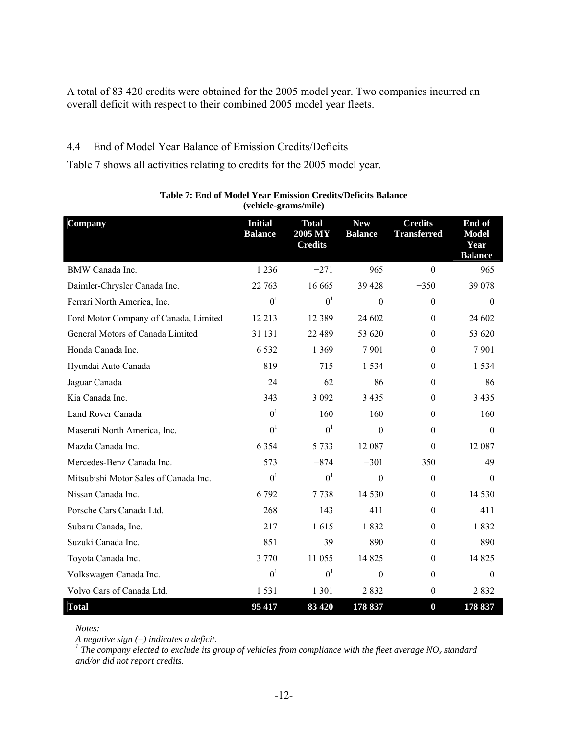A total of 83 420 credits were obtained for the 2005 model year. Two companies incurred an overall deficit with respect to their combined 2005 model year fleets.

## 4.4 End of Model Year Balance of Emission Credits/Deficits

Table 7 shows all activities relating to credits for the 2005 model year.

**Table 7: End of Model Year Emission Credits/Deficits Balance (vehicle-grams/mile)**

| Company | Initial Balance | Total 2005 MY Credits | New Balance | Credits Transferred | End of Model Year Balance |
|---|---|---|---|---|---|
| BMW Canada Inc. | 1 236 | −271 | 965 | 0 | 965 |
| Daimler-Chrysler Canada Inc. | 22 763 | 16 665 | 39 428 | −350 | 39 078 |
| Ferrari North America, Inc. | 0[1] | 0[1] | 0 | 0 | 0 |
| Ford Motor Company of Canada, Limited | 12 213 | 12 389 | 24 602 | 0 | 24 602 |
| General Motors of Canada Limited | 31 131 | 22 489 | 53 620 | 0 | 53 620 |
| Honda Canada Inc. | 6 532 | 1 369 | 7 901 | 0 | 7 901 |
| Hyundai Auto Canada | 819 | 715 | 1 534 | 0 | 1 534 |
| Jaguar Canada | 24 | 62 | 86 | 0 | 86 |
| Kia Canada Inc. | 343 | 3 092 | 3 435 | 0 | 3 435 |
| Land Rover Canada | 0[1] | 160 | 160 | 0 | 160 |
| Maserati North America, Inc. | 0[1] | 0[1] | 0 | 0 | 0 |
| Mazda Canada Inc. | 6 354 | 5 733 | 12 087 | 0 | 12 087 |
| Mercedes-Benz Canada Inc. | 573 | −874 | −301 | 350 | 49 |
| Mitsubishi Motor Sales of Canada Inc. | 0[1] | 0[1] | 0 | 0 | 0 |
| Nissan Canada Inc. | 6 792 | 7 738 | 14 530 | 0 | 14 530 |
| Porsche Cars Canada Ltd. | 268 | 143 | 411 | 0 | 411 |
| Subaru Canada, Inc. | 217 | 1 615 | 1 832 | 0 | 1 832 |
| Suzuki Canada Inc. | 851 | 39 | 890 | 0 | 890 |
| Toyota Canada Inc. | 3 770 | 11 055 | 14 825 | 0 | 14 825 |
| Volkswagen Canada Inc. | 0[1] | 0[1] | 0 | 0 | 0 |
| Volvo Cars of Canada Ltd. | 1 531 | 1 301 | 2 832 | 0 | 2 832 |
| **Total** | **95 417** | **83 420** | **178 837** | **0** | **178 837** |

*Notes:*

*A negative sign (−) indicates a deficit.*

*[1] The company elected to exclude its group of vehicles from compliance with the fleet average $NO_x$ standard and/or did not report credits.*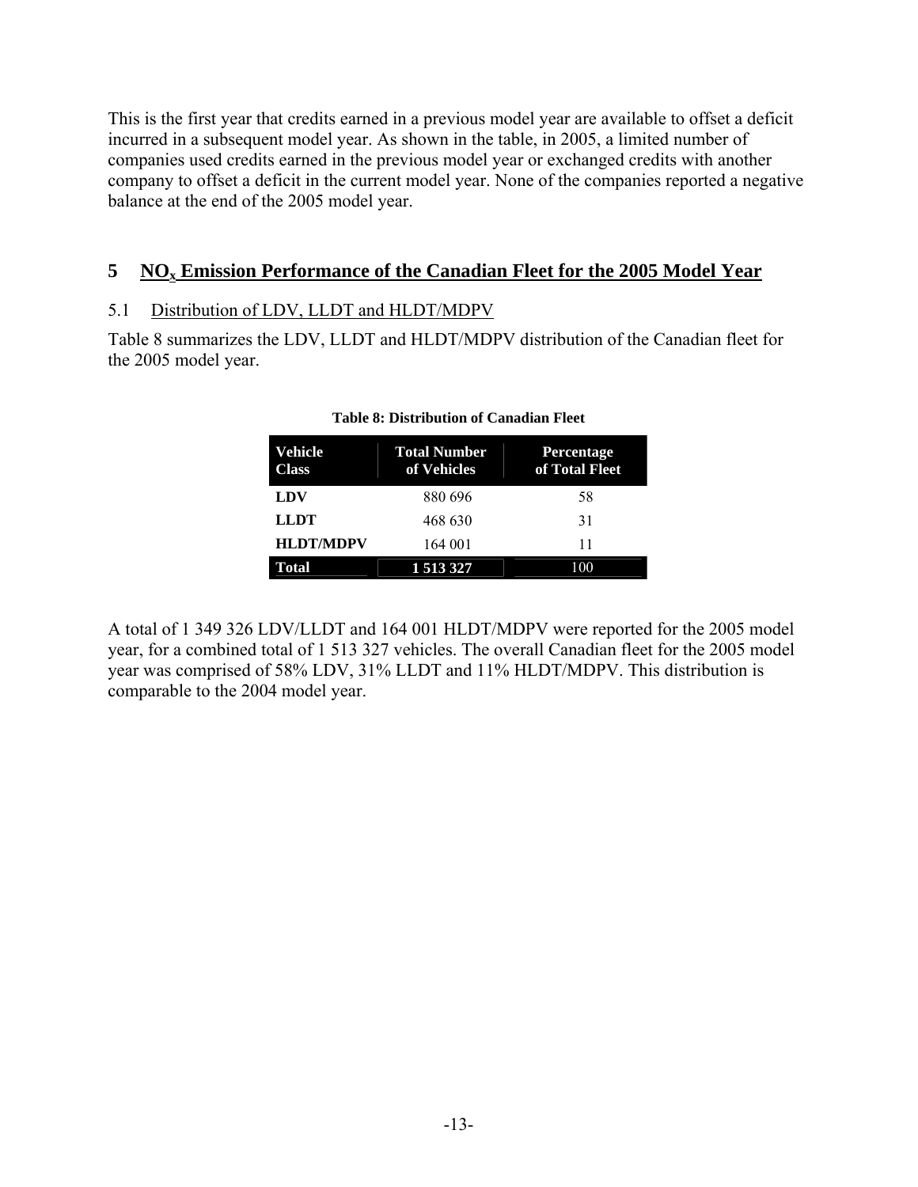This is the first year that credits earned in a previous model year are available to offset a deficit incurred in a subsequent model year. As shown in the table, in 2005, a limited number of companies used credits earned in the previous model year or exchanged credits with another company to offset a deficit in the current model year. None of the companies reported a negative balance at the end of the 2005 model year.

## 5 $NO_x$ Emission Performance of the Canadian Fleet for the 2005 Model Year

### 5.1 Distribution of LDV, LLDT and HLDT/MDPV

Table 8 summarizes the LDV, LLDT and HLDT/MDPV distribution of the Canadian fleet for the 2005 model year.

**Table 8: Distribution of Canadian Fleet**

| Vehicle Class | Total Number of Vehicles | Percentage of Total Fleet |
|---|---|---|
| **LDV** | 880 696 | 58 |
| **LLDT** | 468 630 | 31 |
| **HLDT/MDPV** | 164 001 | 11 |
| **Total** | **1 513 327** | 100 |

A total of 1 349 326 LDV/LLDT and 164 001 HLDT/MDPV were reported for the 2005 model year, for a combined total of 1 513 327 vehicles. The overall Canadian fleet for the 2005 model year was comprised of 58% LDV, 31% LLDT and 11% HLDT/MDPV. This distribution is comparable to the 2004 model year.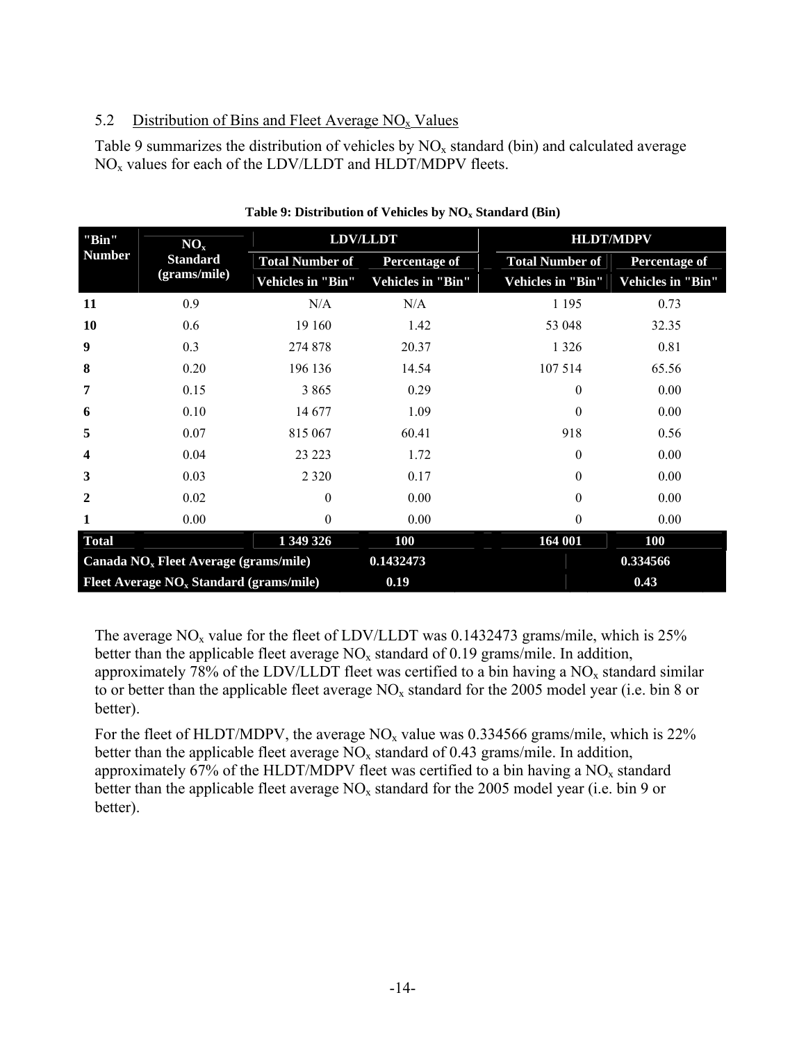### 5.2 Distribution of Bins and Fleet Average $NO_x$ Values

Table 9 summarizes the distribution of vehicles by $NO_x$ standard (bin) and calculated average $NO_x$ values for each of the LDV/LLDT and HLDT/MDPV fleets.

**Table 9: Distribution of Vehicles by $NO_x$ Standard (Bin)**

| "Bin" Number | $NO_x$ Standard (grams/mile) | LDV/LLDT | | HLDT/MDPV | |
|---|---|---|---|---|---|
| | | Total Number of Vehicles in "Bin" | Percentage of Vehicles in "Bin" | Total Number of Vehicles in "Bin" | Percentage of Vehicles in "Bin" |
| **11** | 0.9 | N/A | N/A | 1 195 | 0.73 |
| **10** | 0.6 | 19 160 | 1.42 | 53 048 | 32.35 |
| **9** | 0.3 | 274 878 | 20.37 | 1 326 | 0.81 |
| **8** | 0.20 | 196 136 | 14.54 | 107 514 | 65.56 |
| **7** | 0.15 | 3 865 | 0.29 | 0 | 0.00 |
| **6** | 0.10 | 14 677 | 1.09 | 0 | 0.00 |
| **5** | 0.07 | 815 067 | 60.41 | 918 | 0.56 |
| **4** | 0.04 | 23 223 | 1.72 | 0 | 0.00 |
| **3** | 0.03 | 2 320 | 0.17 | 0 | 0.00 |
| **2** | 0.02 | 0 | 0.00 | 0 | 0.00 |
| **1** | 0.00 | 0 | 0.00 | 0 | 0.00 |
| **Total** | | **1 349 326** | **100** | **164 001** | **100** |
| **Canada $NO_x$ Fleet Average (grams/mile)** | | | **0.1432473** | | **0.334566** |
| **Fleet Average $NO_x$ Standard (grams/mile)** | | | **0.19** | | **0.43** |

The average $NO_x$ value for the fleet of LDV/LLDT was 0.1432473 grams/mile, which is 25% better than the applicable fleet average $NO_x$ standard of 0.19 grams/mile. In addition, approximately 78% of the LDV/LLDT fleet was certified to a bin having a $NO_x$ standard similar to or better than the applicable fleet average $NO_x$ standard for the 2005 model year (i.e. bin 8 or better).

For the fleet of HLDT/MDPV, the average $NO_x$ value was 0.334566 grams/mile, which is 22% better than the applicable fleet average $NO_x$ standard of 0.43 grams/mile. In addition, approximately 67% of the HLDT/MDPV fleet was certified to a bin having a $NO_x$ standard better than the applicable fleet average $NO_x$ standard for the 2005 model year (i.e. bin 9 or better).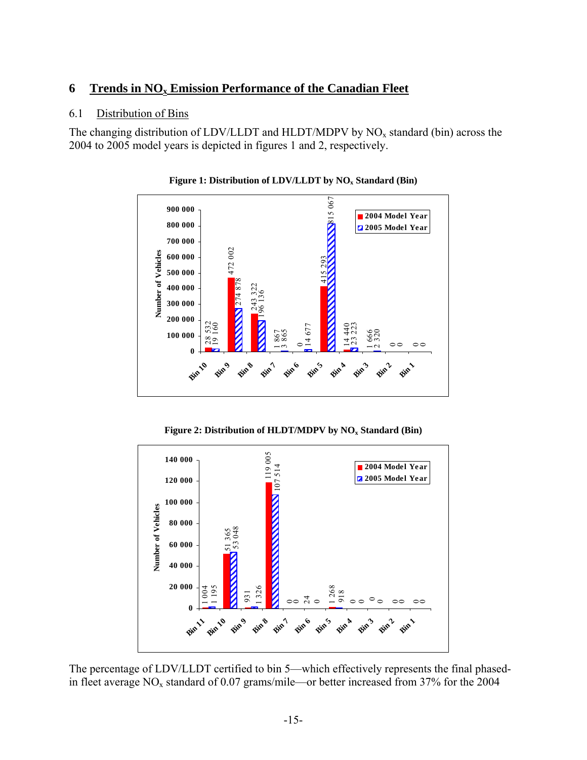## 6 Trends in $NO_x$ Emission Performance of the Canadian Fleet

### 6.1 Distribution of Bins

The changing distribution of LDV/LLDT and HLDT/MDPV by $NO_x$ standard (bin) across the 2004 to 2005 model years is depicted in figures 1 and 2, respectively.

**Figure 1: Distribution of LDV/LLDT by $NO_x$ Standard (Bin)**

| Bin | 2004 Model Year | 2005 Model Year |
|---|---|---|
| Bin 10 | 28 532 | 19 160 |
| Bin 9 | 472 002 | 274 878 |
| Bin 8 | 243 322 | 196 136 |
| Bin 7 | 1 867 | 3 865 |
| Bin 6 | 0 | 14 677 |
| Bin 5 | 415 293 | 815 067 |
| Bin 4 | 14 440 | 23 223 |
| Bin 3 | 1 666 | 2 320 |
| Bin 2 | 0 | 0 |
| Bin 1 | 0 | 0 |

**Figure 2: Distribution of HLDT/MDPV by $NO_x$ Standard (Bin)**

| Bin | 2004 Model Year | 2005 Model Year |
|---|---|---|
| Bin 11 | 1 004 | 1 195 |
| Bin 10 | 51 365 | 53 048 |
| Bin 9 | 931 | 1 326 |
| Bin 8 | 119 005 | 107 514 |
| Bin 7 | 0 | 0 |
| Bin 6 | 24 | 0 |
| Bin 5 | 1 268 | 918 |
| Bin 4 | 0 | 0 |
| Bin 3 | 0 | 0 |
| Bin 2 | 0 | 0 |
| Bin 1 | 0 | 0 |

The percentage of LDV/LLDT certified to bin 5—which effectively represents the final phased-in fleet average $NO_x$ standard of 0.07 grams/mile—or better increased from 37% for the 2004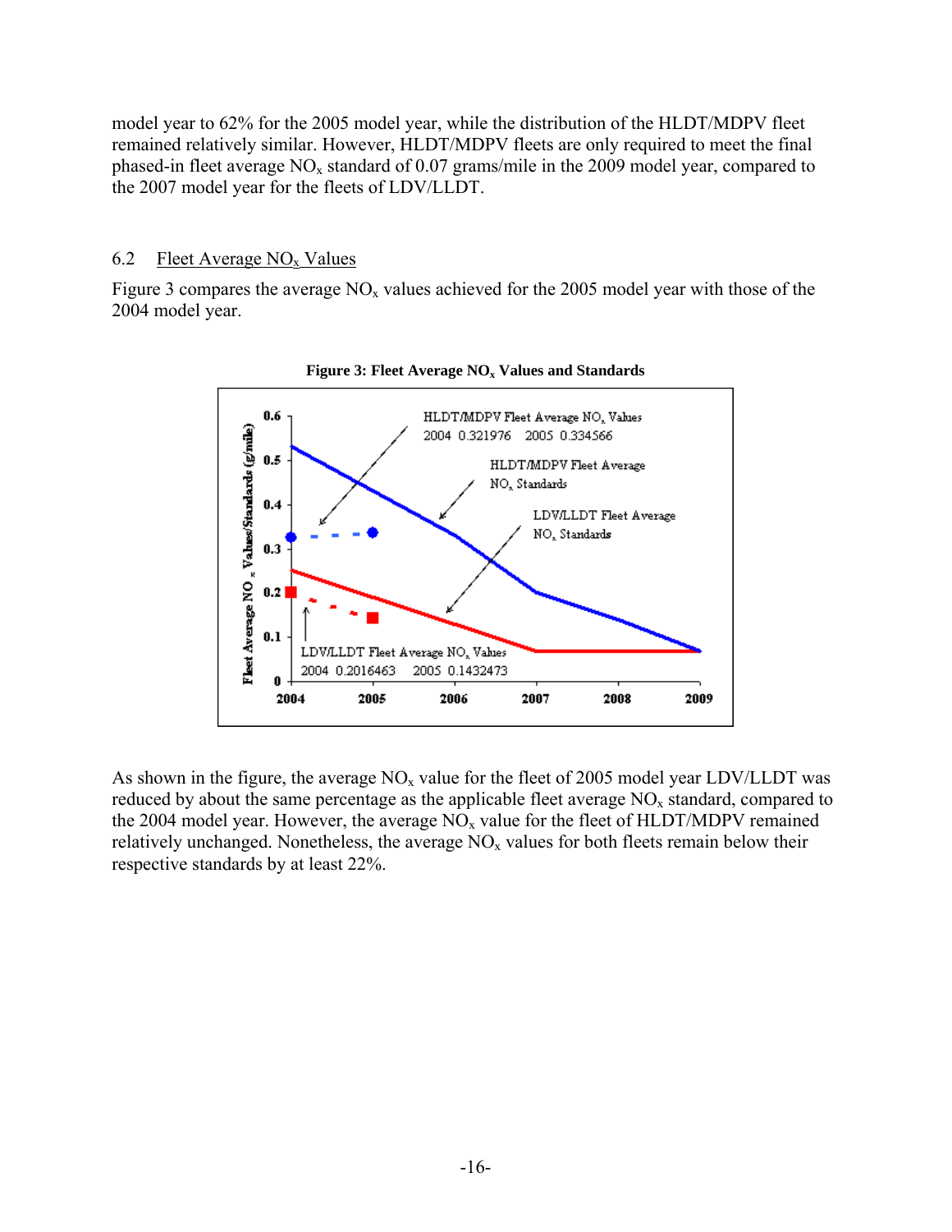model year to 62% for the 2005 model year, while the distribution of the HLDT/MDPV fleet remained relatively similar. However, HLDT/MDPV fleets are only required to meet the final phased-in fleet average $NO_x$ standard of 0.07 grams/mile in the 2009 model year, compared to the 2007 model year for the fleets of LDV/LLDT.

## 6.2 Fleet Average $NO_x$ Values

Figure 3 compares the average $NO_x$ values achieved for the 2005 model year with those of the 2004 model year.

**Figure 3: Fleet Average $NO_x$ Values and Standards**

HLDT/MDPV Fleet Average $NO_x$ Values: 2004 0.321976; 2005 0.334566

LDV/LLDT Fleet Average $NO_x$ Values: 2004 0.2016463; 2005 0.1432473

As shown in the figure, the average $NO_x$ value for the fleet of 2005 model year LDV/LLDT was reduced by about the same percentage as the applicable fleet average $NO_x$ standard, compared to the 2004 model year. However, the average $NO_x$ value for the fleet of HLDT/MDPV remained relatively unchanged. Nonetheless, the average $NO_x$ values for both fleets remain below their respective standards by at least 22%.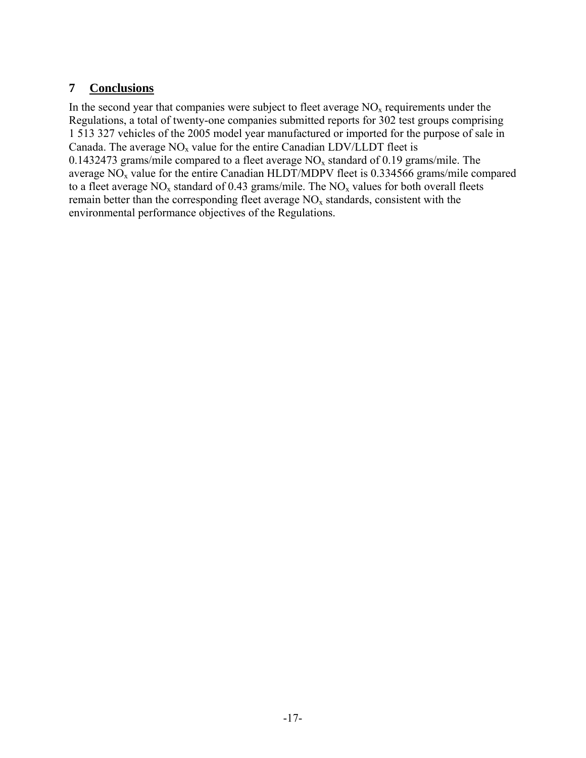## 7 Conclusions

In the second year that companies were subject to fleet average $NO_x$ requirements under the Regulations, a total of twenty-one companies submitted reports for 302 test groups comprising 1 513 327 vehicles of the 2005 model year manufactured or imported for the purpose of sale in Canada. The average $NO_x$ value for the entire Canadian LDV/LLDT fleet is 0.1432473 grams/mile compared to a fleet average $NO_x$ standard of 0.19 grams/mile. The average $NO_x$ value for the entire Canadian HLDT/MDPV fleet is 0.334566 grams/mile compared to a fleet average $NO_x$ standard of 0.43 grams/mile. The $NO_x$ values for both overall fleets remain better than the corresponding fleet average $NO_x$ standards, consistent with the environmental performance objectives of the Regulations.